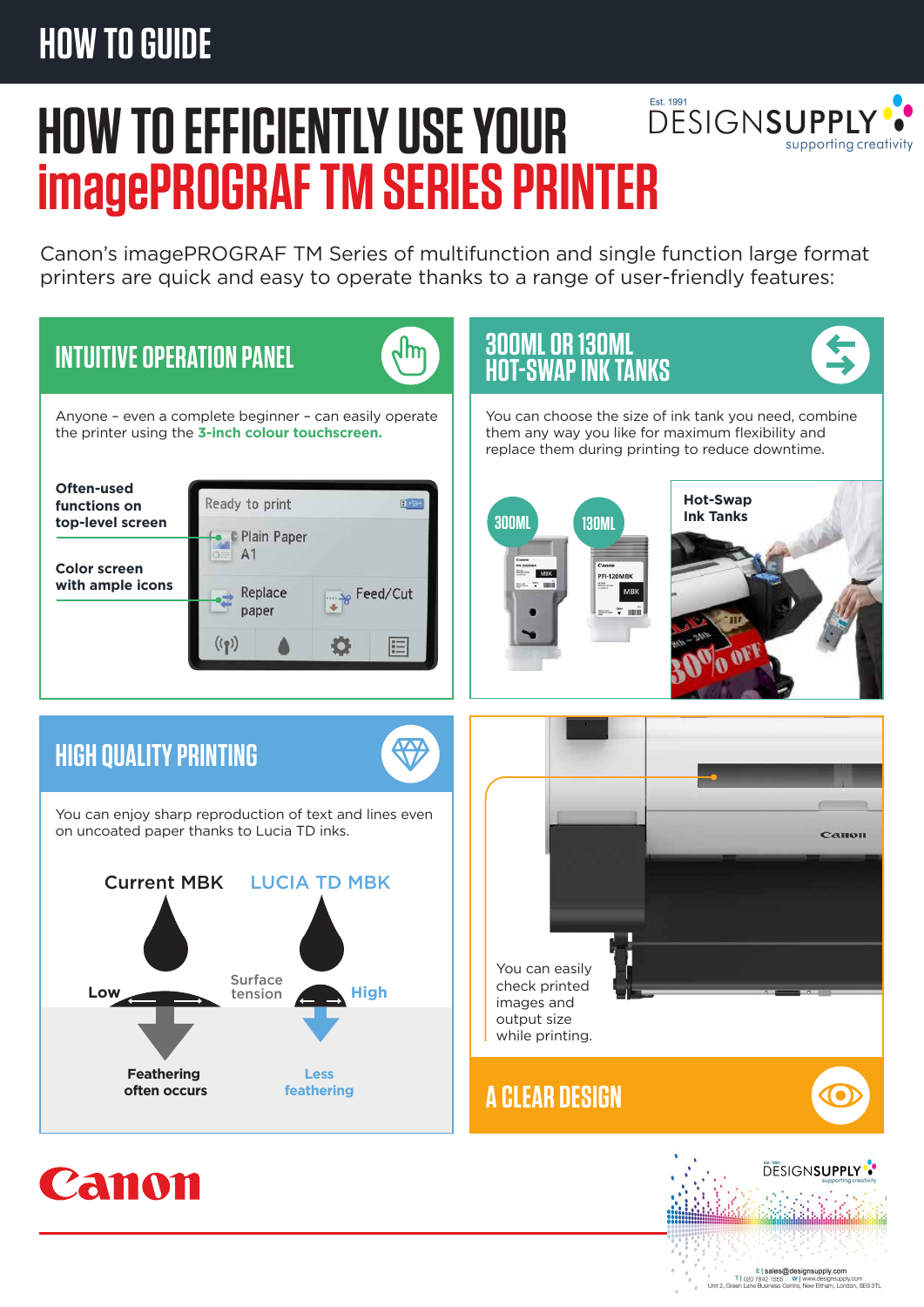HOW TO GUIDE

# HOW TO EFFICIENTLY USE YOUR imagePROGRAF TM SERIES PRINTER

Est. 1991 DESIGNSUPPLY supporting creativity

Canon's imagePROGRAF TM Series of multifunction and single function large format printers are quick and easy to operate thanks to a range of user-friendly features:

## INTUITIVE OPERATION PANEL

Anyone – even a complete beginner – can easily operate the printer using the **3-inch colour touchscreen.**

**Often-used functions on top-level screen**

**Color screen with ample icons**

Ready to print

Plain Paper A1

Replace paper

Feed/Cut

## 300ML OR 130ML HOT-SWAP INK TANKS

You can choose the size of ink tank you need, combine them any way you like for maximum flexibility and replace them during printing to reduce downtime.

300ML

130ML

**Hot-Swap Ink Tanks**

## HIGH QUALITY PRINTING

You can enjoy sharp reproduction of text and lines even on uncoated paper thanks to Lucia TD inks.

| Current MBK | Surface tension | LUCIA TD MBK |
|---|---|---|
| Low | | High |
| **Feathering often occurs** | | **Less feathering** |

You can easily check printed images and output size while printing.

## A CLEAR DESIGN

Canon

Est. 1991 DESIGNSUPPLY supporting creativity

E | sales@designsupply.com
T | 020 7842 1555 W | www.designsupply.com
Unit 2, Green Lane Business Centre, New Eltham, London, SE9 3TL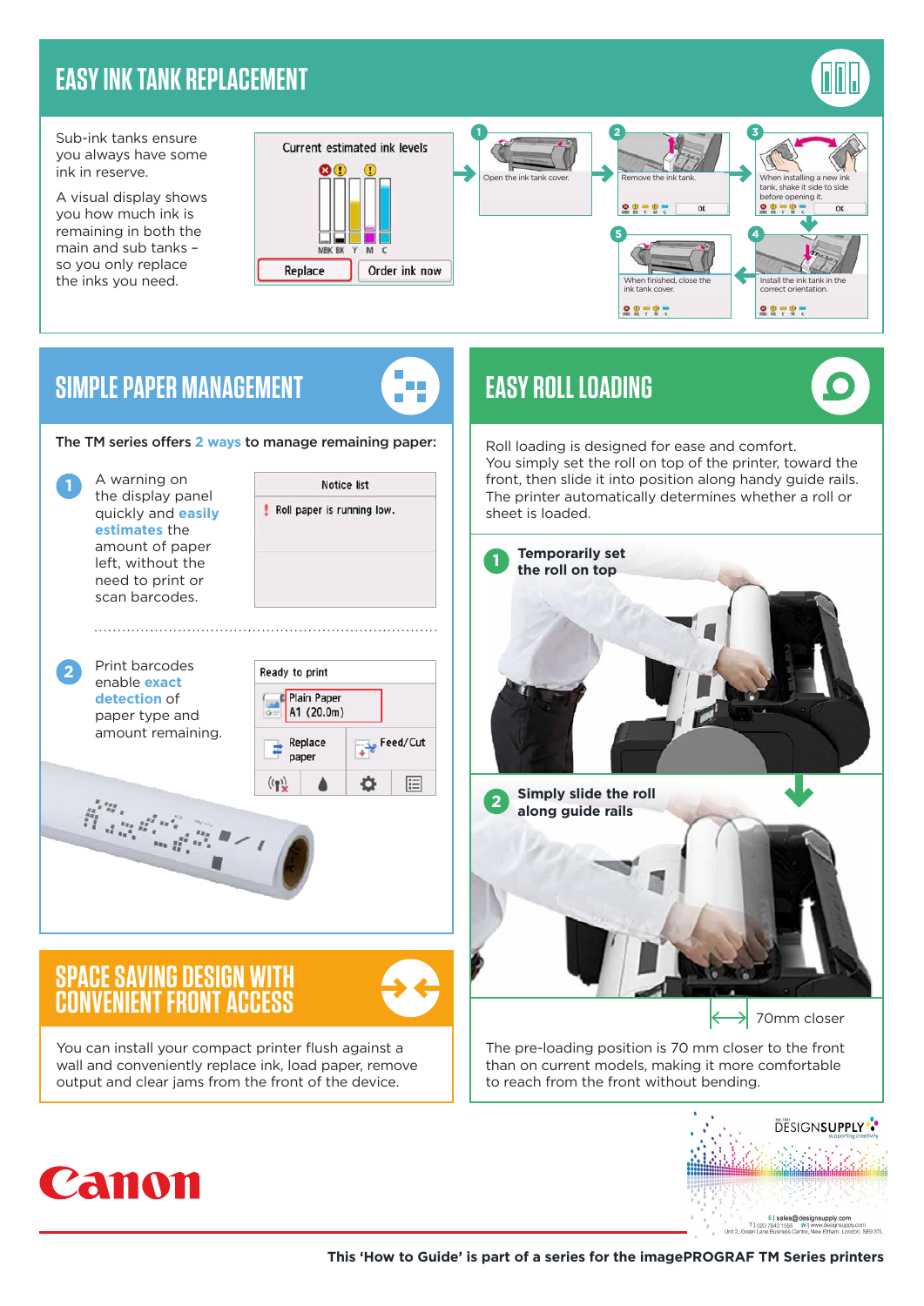## EASY INK TANK REPLACEMENT

Sub-ink tanks ensure you always have some ink in reserve.

A visual display shows you how much ink is remaining in both the main and sub tanks – so you only replace the inks you need.

Current estimated ink levels

MBK BK Y M C

Replace | Order ink now

1. Open the ink tank cover.
2. Remove the ink tank.
3. When installing a new ink tank, shake it side to side before opening it.
4. Install the ink tank in the correct orientation.
5. When finished, close the ink tank cover.

## SIMPLE PAPER MANAGEMENT

**The TM series offers 2 ways to manage remaining paper:**

1. A warning on the display panel quickly and **easily estimates** the amount of paper left, without the need to print or scan barcodes.

Notice list

! Roll paper is running low.

2. Print barcodes enable **exact detection** of paper type and amount remaining.

Ready to print

Plain Paper
A1 (20.0m)

Replace paper | Feed/Cut

## EASY ROLL LOADING

Roll loading is designed for ease and comfort. You simply set the roll on top of the printer, toward the front, then slide it into position along handy guide rails. The printer automatically determines whether a roll or sheet is loaded.

1. **Temporarily set the roll on top**
2. **Simply slide the roll along guide rails**

70mm closer

The pre-loading position is 70 mm closer to the front than on current models, making it more comfortable to reach from the front without bending.

## SPACE SAVING DESIGN WITH CONVENIENT FRONT ACCESS

You can install your compact printer flush against a wall and conveniently replace ink, load paper, remove output and clear jams from the front of the device.

Canon

DESIGNSUPPLY supporting creativity

E | sales@designsupply.com
T | 020 7642 1555 W | www.designsupply.com
Unit 2, Green Lane Business Centre, New Eltham, London, SE9 3TL

**This 'How to Guide' is part of a series for the imagePROGRAF TM Series printers**